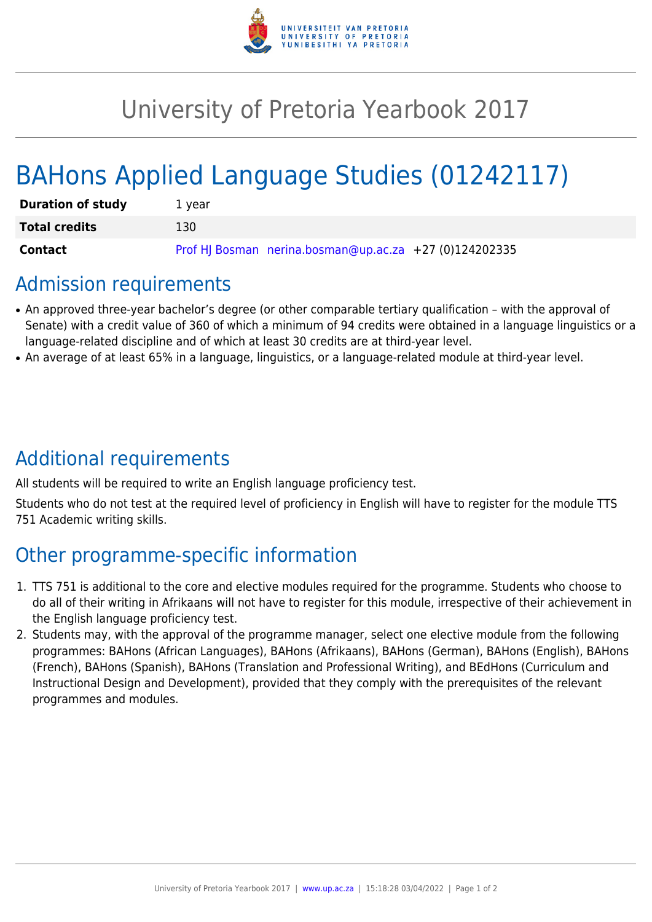# University of Pretoria Yearbook 2017

# BAHons Applied Language Studies (01242117)

| | |
|---|---|
| **Duration of study** | 1 year |
| **Total credits** | 130 |
| **Contact** | Prof HJ Bosman nerina.bosman@up.ac.za +27 (0)124202335 |

## Admission requirements

- An approved three-year bachelor's degree (or other comparable tertiary qualification – with the approval of Senate) with a credit value of 360 of which a minimum of 94 credits were obtained in a language linguistics or a language-related discipline and of which at least 30 credits are at third-year level.
- An average of at least 65% in a language, linguistics, or a language-related module at third-year level.

## Additional requirements

All students will be required to write an English language proficiency test.

Students who do not test at the required level of proficiency in English will have to register for the module TTS 751 Academic writing skills.

## Other programme-specific information

1. TTS 751 is additional to the core and elective modules required for the programme. Students who choose to do all of their writing in Afrikaans will not have to register for this module, irrespective of their achievement in the English language proficiency test.
2. Students may, with the approval of the programme manager, select one elective module from the following programmes: BAHons (African Languages), BAHons (Afrikaans), BAHons (German), BAHons (English), BAHons (French), BAHons (Spanish), BAHons (Translation and Professional Writing), and BEdHons (Curriculum and Instructional Design and Development), provided that they comply with the prerequisites of the relevant programmes and modules.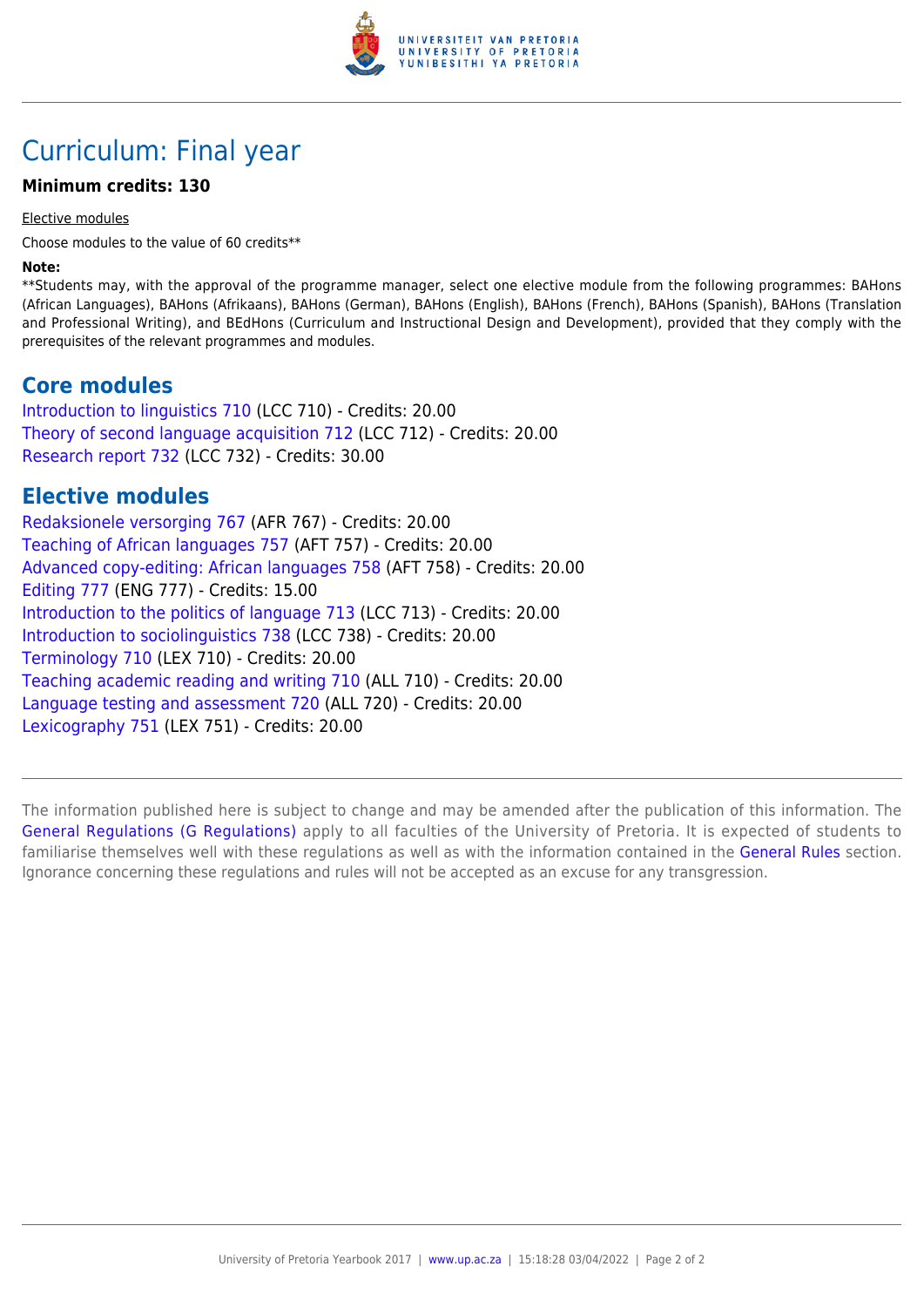# Curriculum: Final year

**Minimum credits: 130**

Elective modules

Choose modules to the value of 60 credits**

**Note:**

**Students may, with the approval of the programme manager, select one elective module from the following programmes: BAHons (African Languages), BAHons (Afrikaans), BAHons (German), BAHons (English), BAHons (French), BAHons (Spanish), BAHons (Translation and Professional Writing), and BEdHons (Curriculum and Instructional Design and Development), provided that they comply with the prerequisites of the relevant programmes and modules.

## Core modules

Introduction to linguistics 710 (LCC 710) - Credits: 20.00
Theory of second language acquisition 712 (LCC 712) - Credits: 20.00
Research report 732 (LCC 732) - Credits: 30.00

## Elective modules

Redaksionele versorging 767 (AFR 767) - Credits: 20.00
Teaching of African languages 757 (AFT 757) - Credits: 20.00
Advanced copy-editing: African languages 758 (AFT 758) - Credits: 20.00
Editing 777 (ENG 777) - Credits: 15.00
Introduction to the politics of language 713 (LCC 713) - Credits: 20.00
Introduction to sociolinguistics 738 (LCC 738) - Credits: 20.00
Terminology 710 (LEX 710) - Credits: 20.00
Teaching academic reading and writing 710 (ALL 710) - Credits: 20.00
Language testing and assessment 720 (ALL 720) - Credits: 20.00
Lexicography 751 (LEX 751) - Credits: 20.00

The information published here is subject to change and may be amended after the publication of this information. The General Regulations (G Regulations) apply to all faculties of the University of Pretoria. It is expected of students to familiarise themselves well with these regulations as well as with the information contained in the General Rules section. Ignorance concerning these regulations and rules will not be accepted as an excuse for any transgression.